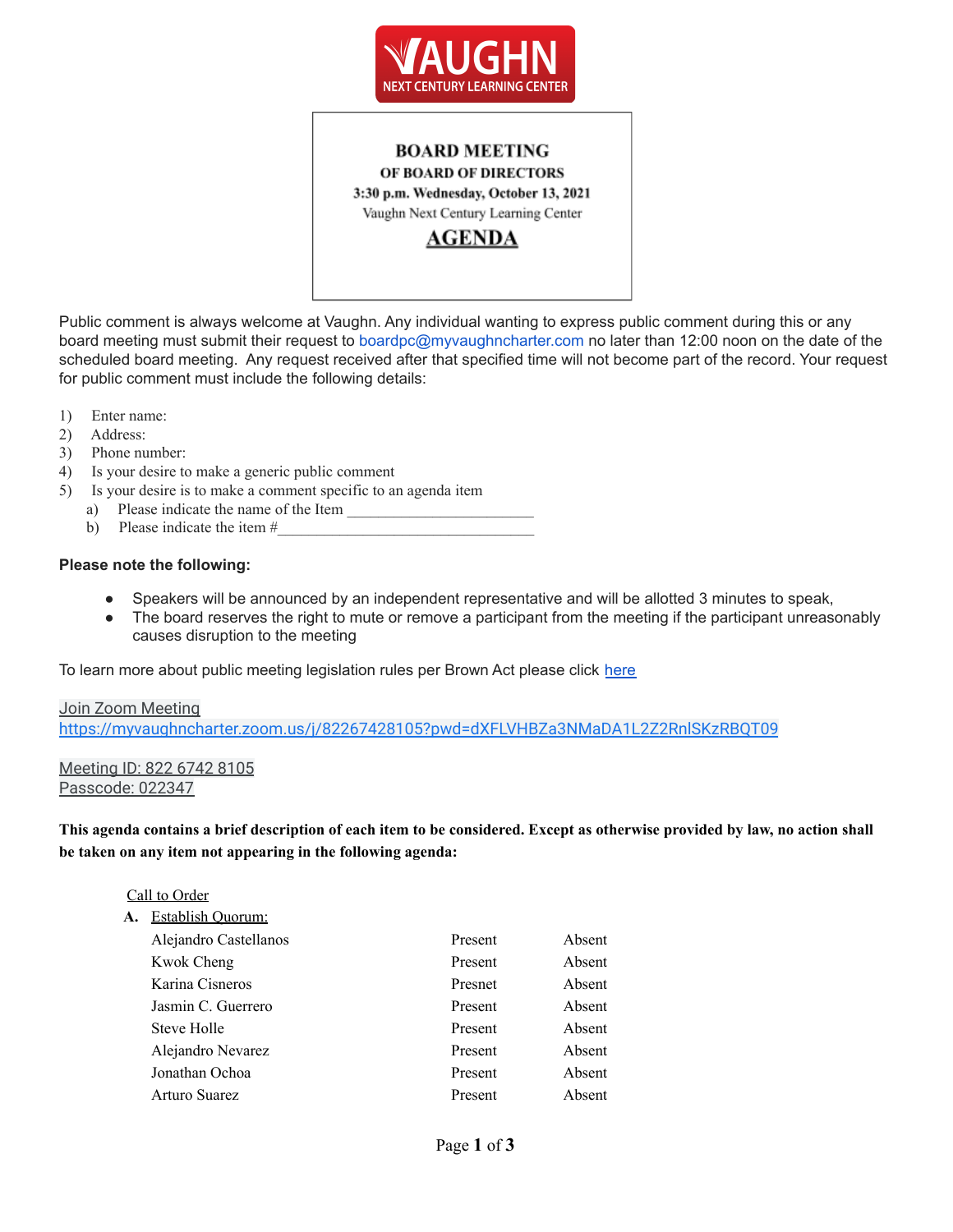**VAUGHN**
**NEXT CENTURY LEARNING CENTER**

# BOARD MEETING

**OF BOARD OF DIRECTORS**

**3:30 p.m. Wednesday, October 13, 2021**

Vaughn Next Century Learning Center

## AGENDA

Public comment is always welcome at Vaughn. Any individual wanting to express public comment during this or any board meeting must submit their request to boardpc@myvaughncharter.com no later than 12:00 noon on the date of the scheduled board meeting. Any request received after that specified time will not become part of the record. Your request for public comment must include the following details:

1) Enter name:
2) Address:
3) Phone number:
4) Is your desire to make a generic public comment
5) Is your desire is to make a comment specific to an agenda item
   a) Please indicate the name of the Item ________________________
   b) Please indicate the item #_________________________________

**Please note the following:**

- Speakers will be announced by an independent representative and will be allotted 3 minutes to speak,
- The board reserves the right to mute or remove a participant from the meeting if the participant unreasonably causes disruption to the meeting

To learn more about public meeting legislation rules per Brown Act please click here

Join Zoom Meeting
https://myvaughncharter.zoom.us/j/82267428105?pwd=dXFLVHBZa3NMaDA1L2Z2RnlSKzRBQT09

Meeting ID: 822 6742 8105
Passcode: 022347

**This agenda contains a brief description of each item to be considered. Except as otherwise provided by law, no action shall be taken on any item not appearing in the following agenda:**

Call to Order

**A.** Establish Quorum:

| | | |
|---|---|---|
| Alejandro Castellanos | Present | Absent |
| Kwok Cheng | Present | Absent |
| Karina Cisneros | Presnet | Absent |
| Jasmin C. Guerrero | Present | Absent |
| Steve Holle | Present | Absent |
| Alejandro Nevarez | Present | Absent |
| Jonathan Ochoa | Present | Absent |
| Arturo Suarez | Present | Absent |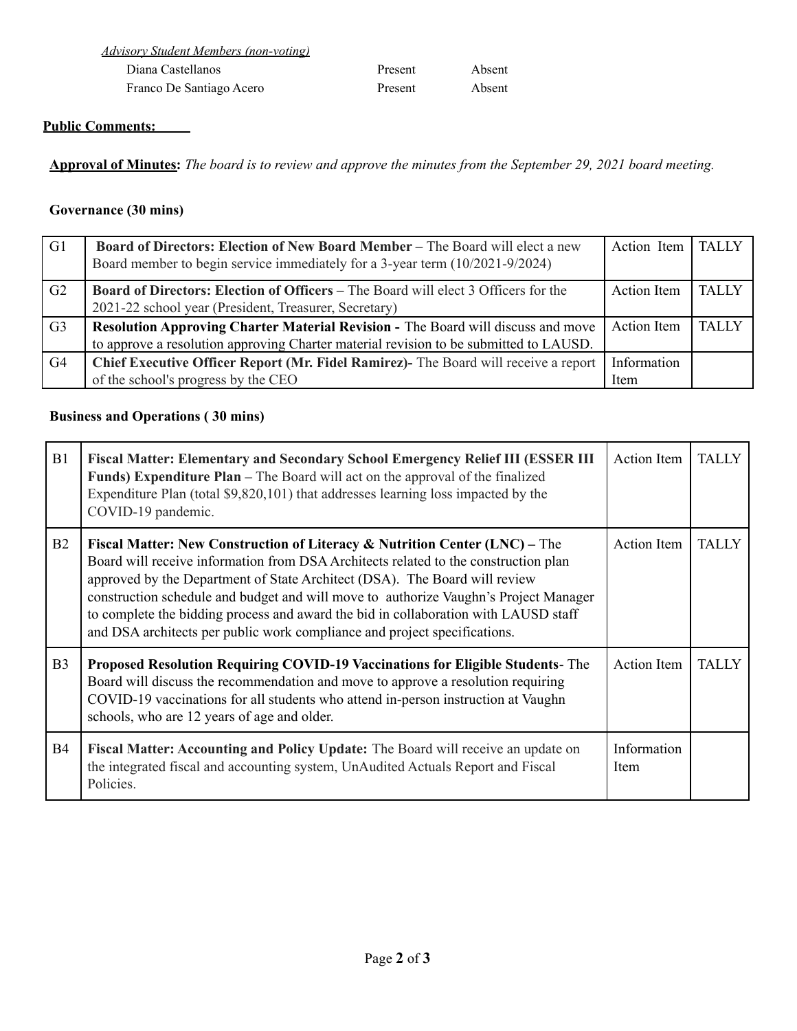*Advisory Student Members (non-voting)*

| | | |
|---|---|---|
| Diana Castellanos | Present | Absent |
| Franco De Santiago Acero | Present | Absent |

**Public Comments:**

**Approval of Minutes:** *The board is to review and approve the minutes from the September 29, 2021 board meeting.*

**Governance (30 mins)**

| | | | |
|---|---|---|---|
| G1 | **Board of Directors: Election of New Board Member –** The Board will elect a new Board member to begin service immediately for a 3-year term (10/2021-9/2024) | Action Item | TALLY |
| G2 | **Board of Directors: Election of Officers –** The Board will elect 3 Officers for the 2021-22 school year (President, Treasurer, Secretary) | Action Item | TALLY |
| G3 | **Resolution Approving Charter Material Revision -** The Board will discuss and move to approve a resolution approving Charter material revision to be submitted to LAUSD. | Action Item | TALLY |
| G4 | **Chief Executive Officer Report (Mr. Fidel Ramirez)-** The Board will receive a report of the school's progress by the CEO | Information Item | |

**Business and Operations ( 30 mins)**

| | | | |
|---|---|---|---|
| B1 | **Fiscal Matter: Elementary and Secondary School Emergency Relief III (ESSER III Funds) Expenditure Plan –** The Board will act on the approval of the finalized Expenditure Plan (total $9,820,101) that addresses learning loss impacted by the COVID-19 pandemic. | Action Item | TALLY |
| B2 | **Fiscal Matter: New Construction of Literacy & Nutrition Center (LNC) –** The Board will receive information from DSA Architects related to the construction plan approved by the Department of State Architect (DSA). The Board will review construction schedule and budget and will move to authorize Vaughn's Project Manager to complete the bidding process and award the bid in collaboration with LAUSD staff and DSA architects per public work compliance and project specifications. | Action Item | TALLY |
| B3 | **Proposed Resolution Requiring COVID-19 Vaccinations for Eligible Students**- The Board will discuss the recommendation and move to approve a resolution requiring COVID-19 vaccinations for all students who attend in-person instruction at Vaughn schools, who are 12 years of age and older. | Action Item | TALLY |
| B4 | **Fiscal Matter: Accounting and Policy Update:** The Board will receive an update on the integrated fiscal and accounting system, UnAudited Actuals Report and Fiscal Policies. | Information Item | |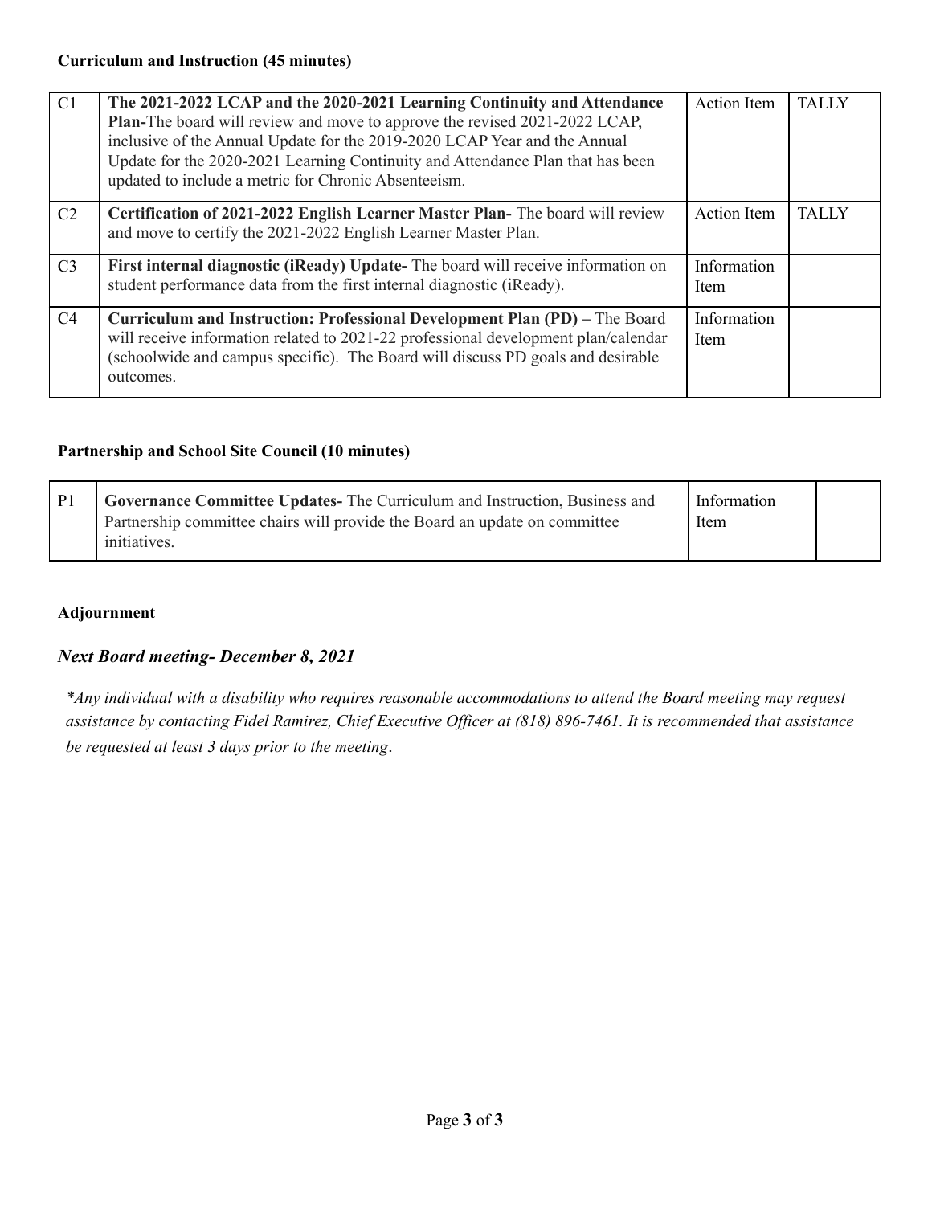**Curriculum and Instruction (45 minutes)**

| | | | |
|---|---|---|---|
| C1 | **The 2021-2022 LCAP and the 2020-2021 Learning Continuity and Attendance Plan-**The board will review and move to approve the revised 2021-2022 LCAP, inclusive of the Annual Update for the 2019-2020 LCAP Year and the Annual Update for the 2020-2021 Learning Continuity and Attendance Plan that has been updated to include a metric for Chronic Absenteeism. | Action Item | TALLY |
| C2 | **Certification of 2021-2022 English Learner Master Plan-** The board will review and move to certify the 2021-2022 English Learner Master Plan. | Action Item | TALLY |
| C3 | **First internal diagnostic (iReady) Update-** The board will receive information on student performance data from the first internal diagnostic (iReady). | Information Item | |
| C4 | **Curriculum and Instruction: Professional Development Plan (PD) –** The Board will receive information related to 2021-22 professional development plan/calendar (schoolwide and campus specific). The Board will discuss PD goals and desirable outcomes. | Information Item | |

**Partnership and School Site Council (10 minutes)**

| | | | |
|---|---|---|---|
| P1 | **Governance Committee Updates-** The Curriculum and Instruction, Business and Partnership committee chairs will provide the Board an update on committee initiatives. | Information Item | |

**Adjournment**

***Next Board meeting- December 8, 2021***

*\*Any individual with a disability who requires reasonable accommodations to attend the Board meeting may request assistance by contacting Fidel Ramirez, Chief Executive Officer at (818) 896-7461. It is recommended that assistance be requested at least 3 days prior to the meeting.*